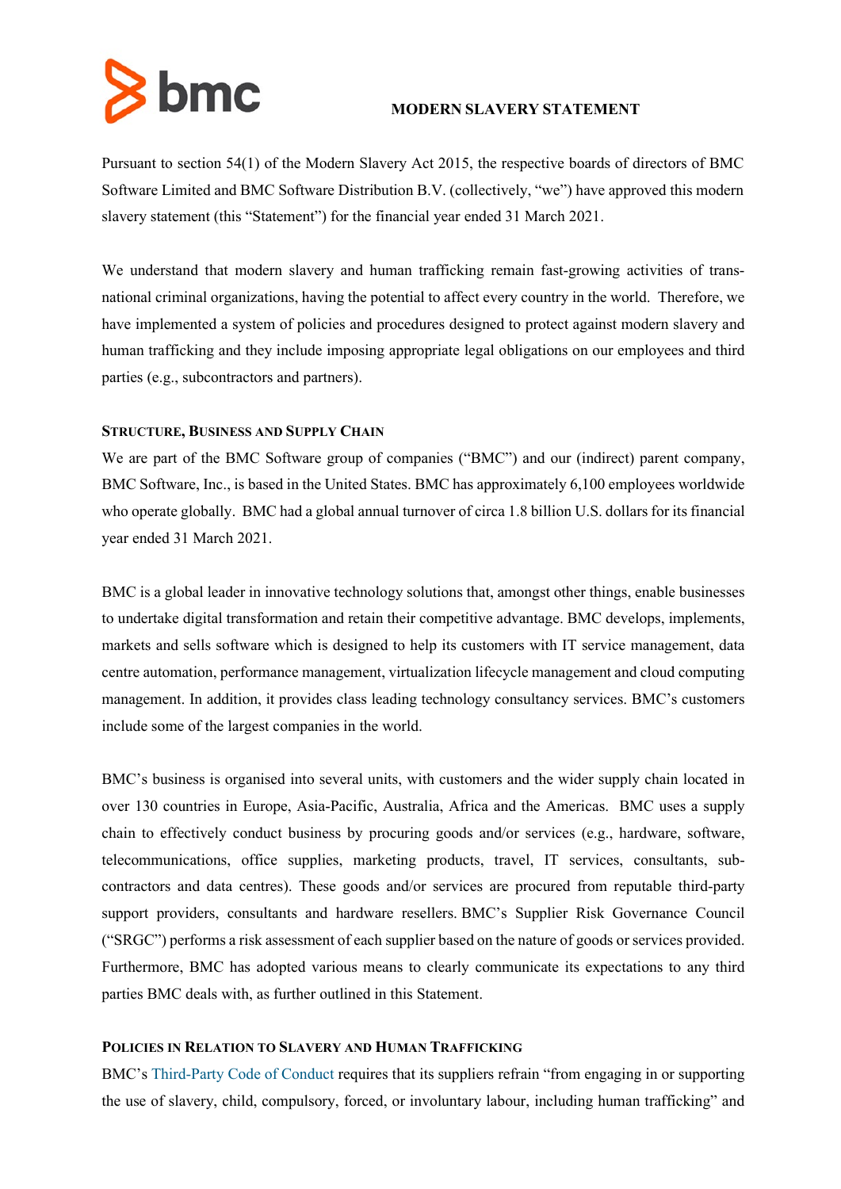# MODERN SLAVERY STATEMENT

Pursuant to section 54(1) of the Modern Slavery Act 2015, the respective boards of directors of BMC Software Limited and BMC Software Distribution B.V. (collectively, "we") have approved this modern slavery statement (this "Statement") for the financial year ended 31 March 2021.

We understand that modern slavery and human trafficking remain fast-growing activities of trans-national criminal organizations, having the potential to affect every country in the world. Therefore, we have implemented a system of policies and procedures designed to protect against modern slavery and human trafficking and they include imposing appropriate legal obligations on our employees and third parties (e.g., subcontractors and partners).

## STRUCTURE, BUSINESS AND SUPPLY CHAIN

We are part of the BMC Software group of companies ("BMC") and our (indirect) parent company, BMC Software, Inc., is based in the United States. BMC has approximately 6,100 employees worldwide who operate globally. BMC had a global annual turnover of circa 1.8 billion U.S. dollars for its financial year ended 31 March 2021.

BMC is a global leader in innovative technology solutions that, amongst other things, enable businesses to undertake digital transformation and retain their competitive advantage. BMC develops, implements, markets and sells software which is designed to help its customers with IT service management, data centre automation, performance management, virtualization lifecycle management and cloud computing management. In addition, it provides class leading technology consultancy services. BMC's customers include some of the largest companies in the world.

BMC's business is organised into several units, with customers and the wider supply chain located in over 130 countries in Europe, Asia-Pacific, Australia, Africa and the Americas. BMC uses a supply chain to effectively conduct business by procuring goods and/or services (e.g., hardware, software, telecommunications, office supplies, marketing products, travel, IT services, consultants, sub-contractors and data centres). These goods and/or services are procured from reputable third-party support providers, consultants and hardware resellers. BMC's Supplier Risk Governance Council ("SRGC") performs a risk assessment of each supplier based on the nature of goods or services provided. Furthermore, BMC has adopted various means to clearly communicate its expectations to any third parties BMC deals with, as further outlined in this Statement.

## POLICIES IN RELATION TO SLAVERY AND HUMAN TRAFFICKING

BMC's Third-Party Code of Conduct requires that its suppliers refrain "from engaging in or supporting the use of slavery, child, compulsory, forced, or involuntary labour, including human trafficking" and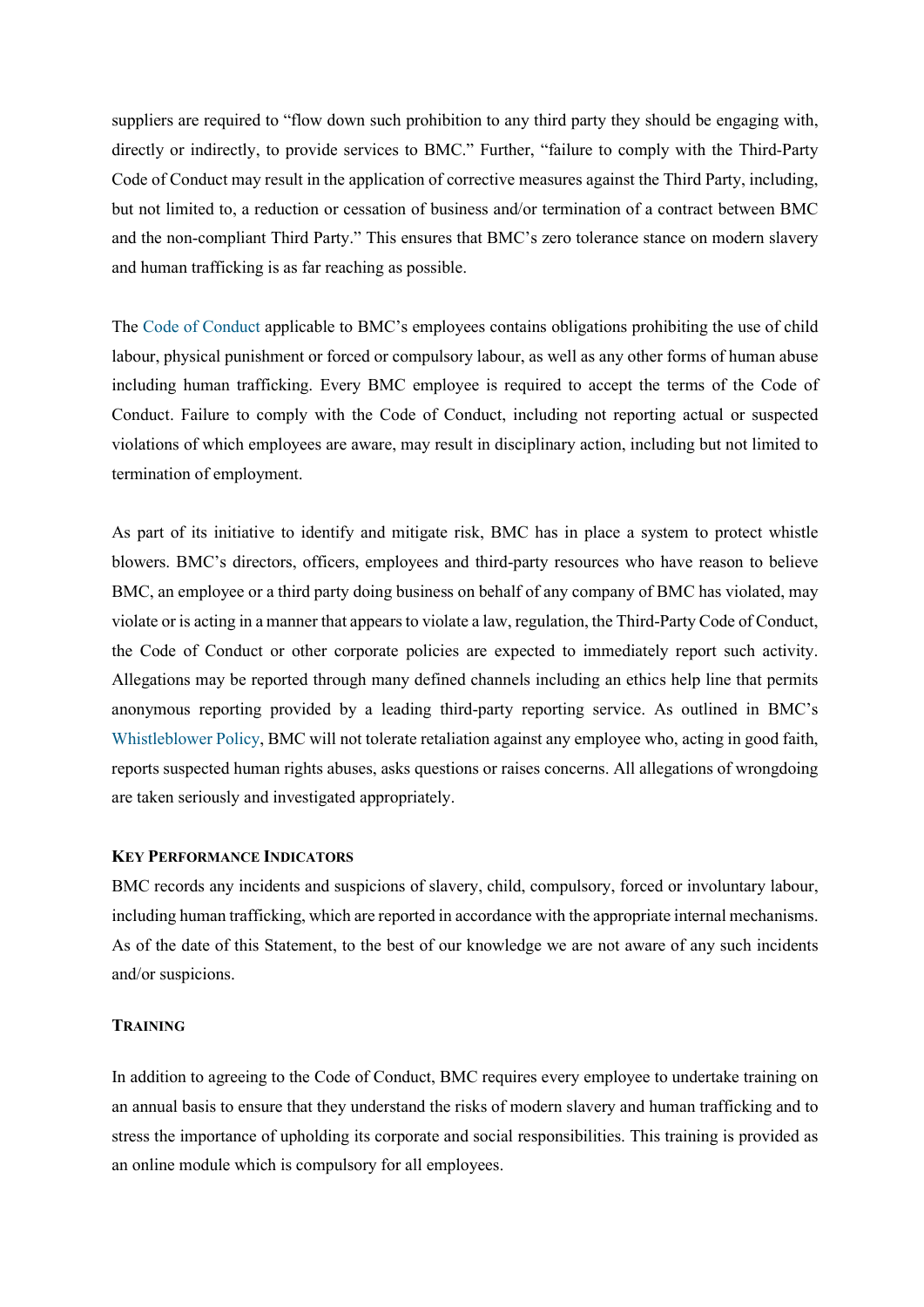suppliers are required to "flow down such prohibition to any third party they should be engaging with, directly or indirectly, to provide services to BMC." Further, "failure to comply with the Third-Party Code of Conduct may result in the application of corrective measures against the Third Party, including, but not limited to, a reduction or cessation of business and/or termination of a contract between BMC and the non-compliant Third Party." This ensures that BMC's zero tolerance stance on modern slavery and human trafficking is as far reaching as possible.

The Code of Conduct applicable to BMC's employees contains obligations prohibiting the use of child labour, physical punishment or forced or compulsory labour, as well as any other forms of human abuse including human trafficking. Every BMC employee is required to accept the terms of the Code of Conduct. Failure to comply with the Code of Conduct, including not reporting actual or suspected violations of which employees are aware, may result in disciplinary action, including but not limited to termination of employment.

As part of its initiative to identify and mitigate risk, BMC has in place a system to protect whistle blowers. BMC's directors, officers, employees and third-party resources who have reason to believe BMC, an employee or a third party doing business on behalf of any company of BMC has violated, may violate or is acting in a manner that appears to violate a law, regulation, the Third-Party Code of Conduct, the Code of Conduct or other corporate policies are expected to immediately report such activity. Allegations may be reported through many defined channels including an ethics help line that permits anonymous reporting provided by a leading third-party reporting service. As outlined in BMC's Whistleblower Policy, BMC will not tolerate retaliation against any employee who, acting in good faith, reports suspected human rights abuses, asks questions or raises concerns. All allegations of wrongdoing are taken seriously and investigated appropriately.

## Key Performance Indicators

BMC records any incidents and suspicions of slavery, child, compulsory, forced or involuntary labour, including human trafficking, which are reported in accordance with the appropriate internal mechanisms. As of the date of this Statement, to the best of our knowledge we are not aware of any such incidents and/or suspicions.

## Training

In addition to agreeing to the Code of Conduct, BMC requires every employee to undertake training on an annual basis to ensure that they understand the risks of modern slavery and human trafficking and to stress the importance of upholding its corporate and social responsibilities. This training is provided as an online module which is compulsory for all employees.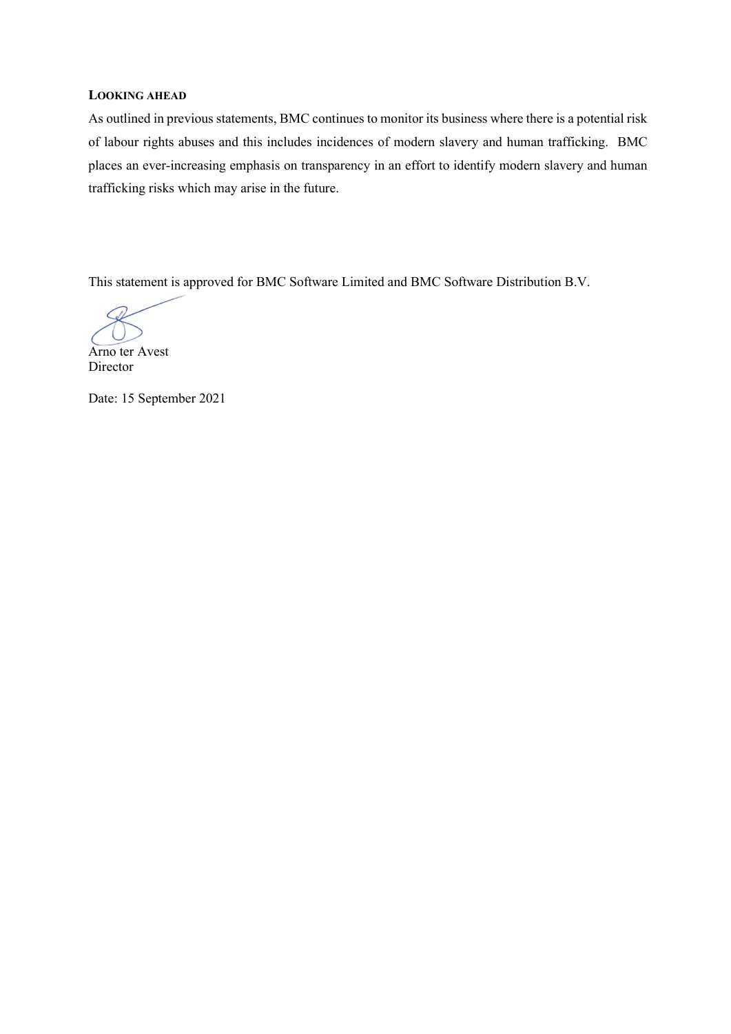## LOOKING AHEAD

As outlined in previous statements, BMC continues to monitor its business where there is a potential risk of labour rights abuses and this includes incidences of modern slavery and human trafficking. BMC places an ever-increasing emphasis on transparency in an effort to identify modern slavery and human trafficking risks which may arise in the future.

This statement is approved for BMC Software Limited and BMC Software Distribution B.V.

Arno ter Avest
Director

Date: 15 September 2021